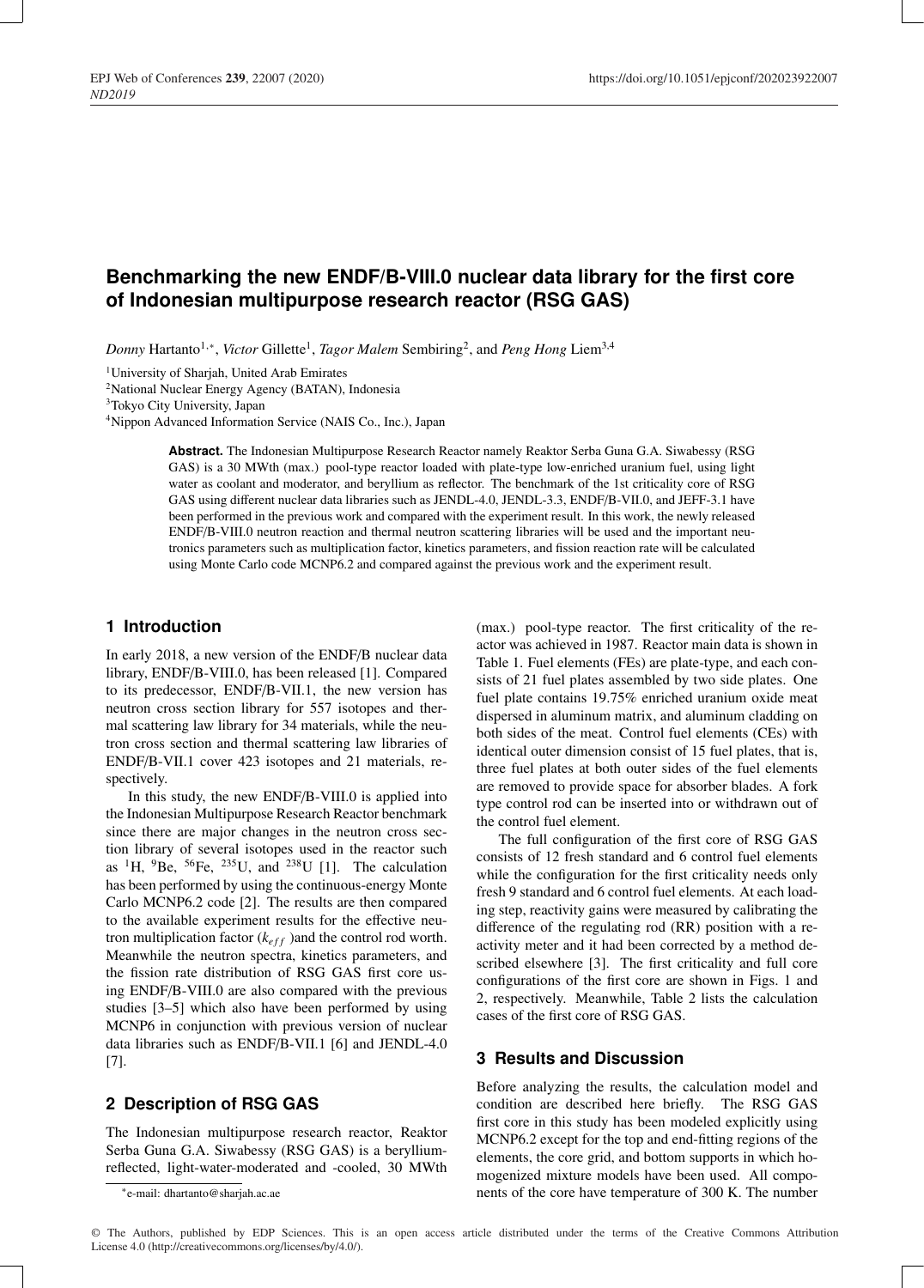# Benchmarking the new ENDF/B-VIII.0 nuclear data library for the first core of Indonesian multipurpose research reactor (RSG GAS)

*Donny* Hartanto[1,*], *Victor* Gillette[1], *Tagor Malem* Sembiring[2], and *Peng Hong* Liem[3,4]

[1]University of Sharjah, United Arab Emirates
[2]National Nuclear Energy Agency (BATAN), Indonesia
[3]Tokyo City University, Japan
[4]Nippon Advanced Information Service (NAIS Co., Inc.), Japan

**Abstract.** The Indonesian Multipurpose Research Reactor namely Reaktor Serba Guna G.A. Siwabessy (RSG GAS) is a 30 MWth (max.) pool-type reactor loaded with plate-type low-enriched uranium fuel, using light water as coolant and moderator, and beryllium as reflector. The benchmark of the 1st criticality core of RSG GAS using different nuclear data libraries such as JENDL-4.0, JENDL-3.3, ENDF/B-VII.0, and JEFF-3.1 have been performed in the previous work and compared with the experiment result. In this work, the newly released ENDF/B-VIII.0 neutron reaction and thermal neutron scattering libraries will be used and the important neutronics parameters such as multiplication factor, kinetics parameters, and fission reaction rate will be calculated using Monte Carlo code MCNP6.2 and compared against the previous work and the experiment result.

## 1 Introduction

In early 2018, a new version of the ENDF/B nuclear data library, ENDF/B-VIII.0, has been released [1]. Compared to its predecessor, ENDF/B-VII.1, the new version has neutron cross section library for 557 isotopes and thermal scattering law library for 34 materials, while the neutron cross section and thermal scattering law libraries of ENDF/B-VII.1 cover 423 isotopes and 21 materials, respectively.

In this study, the new ENDF/B-VIII.0 is applied into the Indonesian Multipurpose Research Reactor benchmark since there are major changes in the neutron cross section library of several isotopes used in the reactor such as $^{1}$H, $^{9}$Be, $^{56}$Fe, $^{235}$U, and $^{238}$U [1]. The calculation has been performed by using the continuous-energy Monte Carlo MCNP6.2 code [2]. The results are then compared to the available experiment results for the effective neutron multiplication factor ($k_{eff}$ )and the control rod worth. Meanwhile the neutron spectra, kinetics parameters, and the fission rate distribution of RSG GAS first core using ENDF/B-VIII.0 are also compared with the previous studies [3–5] which also have been performed by using MCNP6 in conjunction with previous version of nuclear data libraries such as ENDF/B-VII.1 [6] and JENDL-4.0 [7].

## 2 Description of RSG GAS

The Indonesian multipurpose research reactor, Reaktor Serba Guna G.A. Siwabessy (RSG GAS) is a beryllium-reflected, light-water-moderated and -cooled, 30 MWth (max.) pool-type reactor. The first criticality of the reactor was achieved in 1987. Reactor main data is shown in Table 1. Fuel elements (FEs) are plate-type, and each consists of 21 fuel plates assembled by two side plates. One fuel plate contains 19.75% enriched uranium oxide meat dispersed in aluminum matrix, and aluminum cladding on both sides of the meat. Control fuel elements (CEs) with identical outer dimension consist of 15 fuel plates, that is, three fuel plates at both outer sides of the fuel elements are removed to provide space for absorber blades. A fork type control rod can be inserted into or withdrawn out of the control fuel element.

The full configuration of the first core of RSG GAS consists of 12 fresh standard and 6 control fuel elements while the configuration for the first criticality needs only fresh 9 standard and 6 control fuel elements. At each loading step, reactivity gains were measured by calibrating the difference of the regulating rod (RR) position with a reactivity meter and it had been corrected by a method described elsewhere [3]. The first criticality and full core configurations of the first core are shown in Figs. 1 and 2, respectively. Meanwhile, Table 2 lists the calculation cases of the first core of RSG GAS.

## 3 Results and Discussion

Before analyzing the results, the calculation model and condition are described here briefly. The RSG GAS first core in this study has been modeled explicitly using MCNP6.2 except for the top and end-fitting regions of the elements, the core grid, and bottom supports in which homogenized mixture models have been used. All components of the core have temperature of 300 K. The number

*e-mail: dhartanto@sharjah.ac.ae

© The Authors, published by EDP Sciences. This is an open access article distributed under the terms of the Creative Commons Attribution License 4.0 (http://creativecommons.org/licenses/by/4.0/).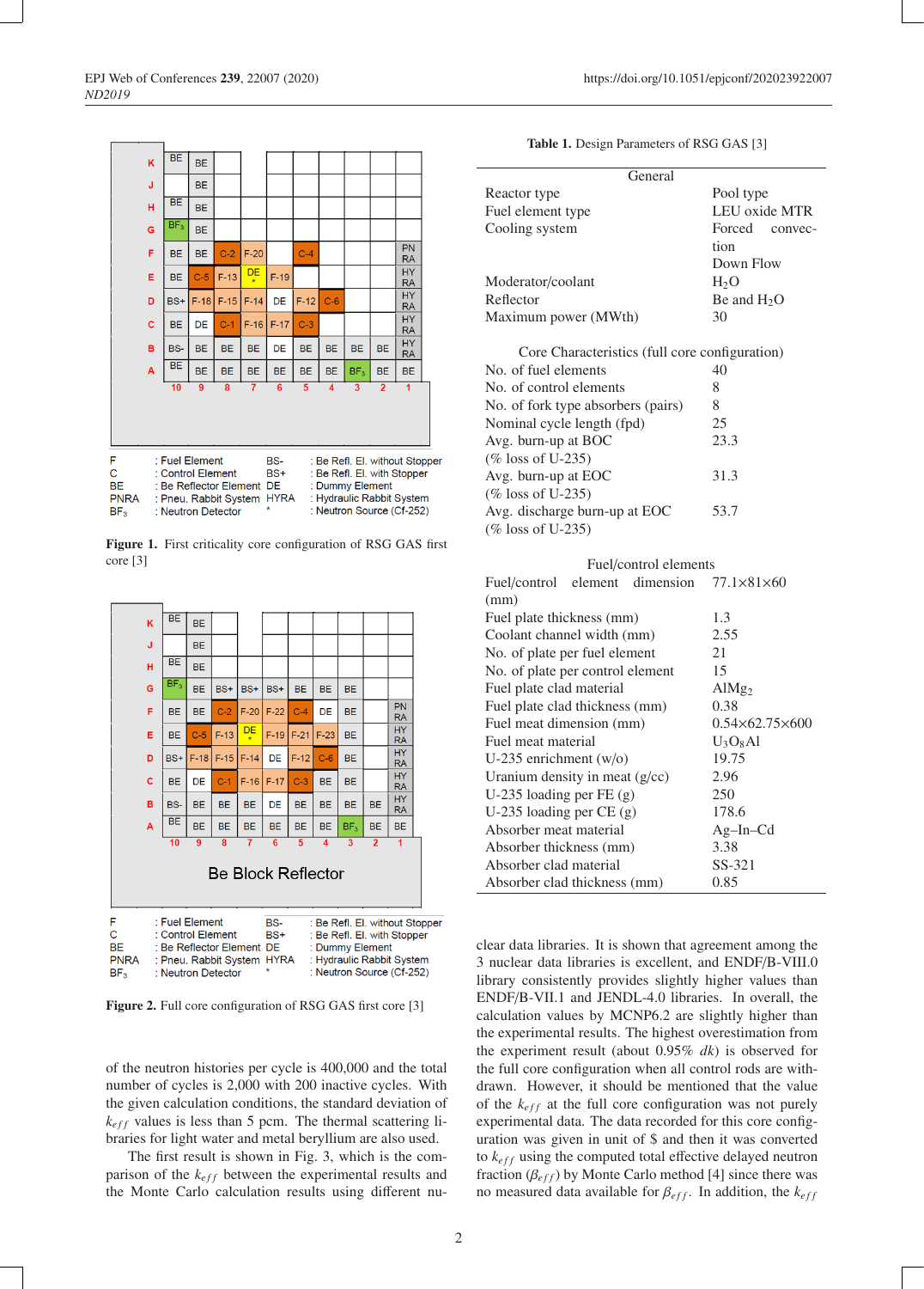F : Fuel Element BS- : Be Refl. El. without Stopper
C : Control Element BS+ : Be Refl. El. with Stopper
BE : Be Reflector Element DE : Dummy Element
PNRA : Pneu. Rabbit System HYRA : Hydraulic Rabbit System
$BF_3$ : Neutron Detector * : Neutron Source (Cf-252)

**Figure 1.** First criticality core configuration of RSG GAS first core [3]

F : Fuel Element BS- : Be Refl. El. without Stopper
C : Control Element BS+ : Be Refl. El. with Stopper
BE : Be Reflector Element DE : Dummy Element
PNRA : Pneu. Rabbit System HYRA : Hydraulic Rabbit System
$BF_3$ : Neutron Detector * : Neutron Source (Cf-252)

**Figure 2.** Full core configuration of RSG GAS first core [3]

of the neutron histories per cycle is 400,000 and the total number of cycles is 2,000 with 200 inactive cycles. With the given calculation conditions, the standard deviation of $k_{eff}$ values is less than 5 pcm. The thermal scattering libraries for light water and metal beryllium are also used.

The first result is shown in Fig. 3, which is the comparison of the $k_{eff}$ between the experimental results and the Monte Carlo calculation results using different nuclear data libraries. It is shown that agreement among the 3 nuclear data libraries is excellent, and ENDF/B-VIII.0 library consistently provides slightly higher values than ENDF/B-VII.1 and JENDL-4.0 libraries. In overall, the calculation values by MCNP6.2 are slightly higher than the experimental results. The highest overestimation from the experiment result (about 0.95% *dk*) is observed for the full core configuration when all control rods are withdrawn. However, it should be mentioned that the value of the $k_{eff}$ at the full core configuration was not purely experimental data. The data recorded for this core configuration was given in unit of \$ and then it was converted to $k_{eff}$ using the computed total effective delayed neutron fraction ($\beta_{eff}$) by Monte Carlo method [4] since there was no measured data available for $\beta_{eff}$. In addition, the $k_{eff}$

**Table 1.** Design Parameters of RSG GAS [3]

| General | |
|---|---|
| Reactor type | Pool type |
| Fuel element type | LEU oxide MTR |
| Cooling system | Forced convection Down Flow |
| Moderator/coolant | $H_2O$ |
| Reflector | Be and $H_2O$ |
| Maximum power (MWth) | 30 |
| **Core Characteristics (full core configuration)** | |
| No. of fuel elements | 40 |
| No. of control elements | 8 |
| No. of fork type absorbers (pairs) | 8 |
| Nominal cycle length (fpd) | 25 |
| Avg. burn-up at BOC (% loss of U-235) | 23.3 |
| Avg. burn-up at EOC (% loss of U-235) | 31.3 |
| Avg. discharge burn-up at EOC (% loss of U-235) | 53.7 |
| **Fuel/control elements** | |
| Fuel/control element dimension (mm) | 77.1×81×60 |
| Fuel plate thickness (mm) | 1.3 |
| Coolant channel width (mm) | 2.55 |
| No. of plate per fuel element | 21 |
| No. of plate per control element | 15 |
| Fuel plate clad material | $AlMg_2$ |
| Fuel plate clad thickness (mm) | 0.38 |
| Fuel meat dimension (mm) | 0.54×62.75×600 |
| Fuel meat material | $U_3O_8Al$ |
| U-235 enrichment (w/o) | 19.75 |
| Uranium density in meat (g/cc) | 2.96 |
| U-235 loading per FE (g) | 250 |
| U-235 loading per CE (g) | 178.6 |
| Absorber meat material | Ag–In–Cd |
| Absorber thickness (mm) | 3.38 |
| Absorber clad material | SS-321 |
| Absorber clad thickness (mm) | 0.85 |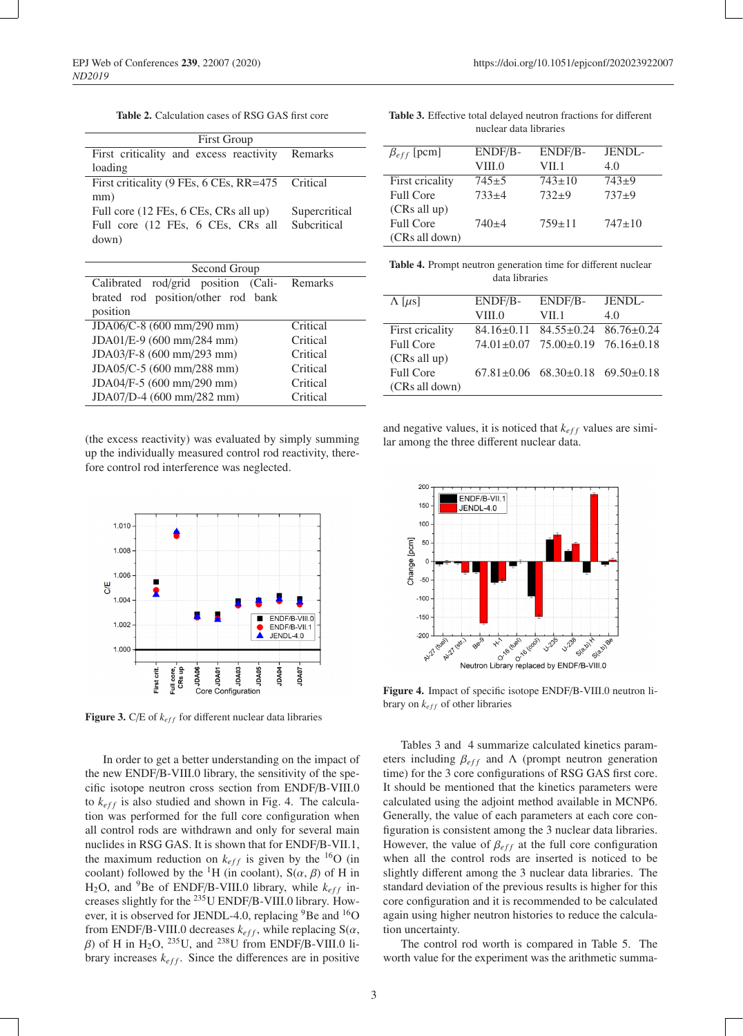**Table 2.** Calculation cases of RSG GAS first core

| First Group | |
|---|---|
| First criticality and excess reactivity loading | Remarks |
| First criticality (9 FEs, 6 CEs, RR=475 mm) | Critical |
| Full core (12 FEs, 6 CEs, CRs all up) | Supercritical |
| Full core (12 FEs, 6 CEs, CRs all down) | Subcritical |

| Second Group | |
|---|---|
| Calibrated rod/grid position (Calibrated rod position/other rod bank position | Remarks |
| JDA06/C-8 (600 mm/290 mm) | Critical |
| JDA01/E-9 (600 mm/284 mm) | Critical |
| JDA03/F-8 (600 mm/293 mm) | Critical |
| JDA05/C-5 (600 mm/288 mm) | Critical |
| JDA04/F-5 (600 mm/290 mm) | Critical |
| JDA07/D-4 (600 mm/282 mm) | Critical |

(the excess reactivity) was evaluated by simply summing up the individually measured control rod reactivity, therefore control rod interference was neglected.

**Figure 3.** C/E of $k_{eff}$ for different nuclear data libraries

In order to get a better understanding on the impact of the new ENDF/B-VIII.0 library, the sensitivity of the specific isotope neutron cross section from ENDF/B-VIII.0 to $k_{eff}$ is also studied and shown in Fig. 4. The calculation was performed for the full core configuration when all control rods are withdrawn and only for several main nuclides in RSG GAS. It is shown that for ENDF/B-VII.1, the maximum reduction on $k_{eff}$ is given by the $^{16}O$ (in coolant) followed by the $^{1}H$ (in coolant), S($\alpha$, $\beta$) of H in $H_2O$, and $^{9}Be$ of ENDF/B-VIII.0 library, while $k_{eff}$ increases slightly for the $^{235}U$ ENDF/B-VIII.0 library. However, it is observed for JENDL-4.0, replacing $^{9}Be$ and $^{16}O$ from ENDF/B-VIII.0 decreases $k_{eff}$, while replacing S($\alpha$, $\beta$) of H in $H_2O$, $^{235}U$, and $^{238}U$ from ENDF/B-VIII.0 library increases $k_{eff}$. Since the differences are in positive and negative values, it is noticed that $k_{eff}$ values are similar among the three different nuclear data.

**Table 3.** Effective total delayed neutron fractions for different nuclear data libraries

| $\beta_{eff}$ [pcm] | ENDF/B-VIII.0 | ENDF/B-VII.1 | JENDL-4.0 |
|---|---|---|---|
| First cricality | 745±5 | 743±10 | 743±9 |
| Full Core (CRs all up) | 733±4 | 732±9 | 737±9 |
| Full Core (CRs all down) | 740±4 | 759±11 | 747±10 |

**Table 4.** Prompt neutron generation time for different nuclear data libraries

| $\Lambda$ [$\mu s$] | ENDF/B-VIII.0 | ENDF/B-VII.1 | JENDL-4.0 |
|---|---|---|---|
| First cricality | 84.16±0.11 | 84.55±0.24 | 86.76±0.24 |
| Full Core (CRs all up) | 74.01±0.07 | 75.00±0.19 | 76.16±0.18 |
| Full Core (CRs all down) | 67.81±0.06 | 68.30±0.18 | 69.50±0.18 |

**Figure 4.** Impact of specific isotope ENDF/B-VIII.0 neutron library on $k_{eff}$ of other libraries

Tables 3 and 4 summarize calculated kinetics parameters including $\beta_{eff}$ and $\Lambda$ (prompt neutron generation time) for the 3 core configurations of RSG GAS first core. It should be mentioned that the kinetics parameters were calculated using the adjoint method available in MCNP6. Generally, the value of each parameters at each core configuration is consistent among the 3 nuclear data libraries. However, the value of $\beta_{eff}$ at the full core configuration when all the control rods are inserted is noticed to be slightly different among the 3 nuclear data libraries. The standard deviation of the previous results is higher for this core configuration and it is recommended to be calculated again using higher neutron histories to reduce the calculation uncertainty.

The control rod worth is compared in Table 5. The worth value for the experiment was the arithmetic summa-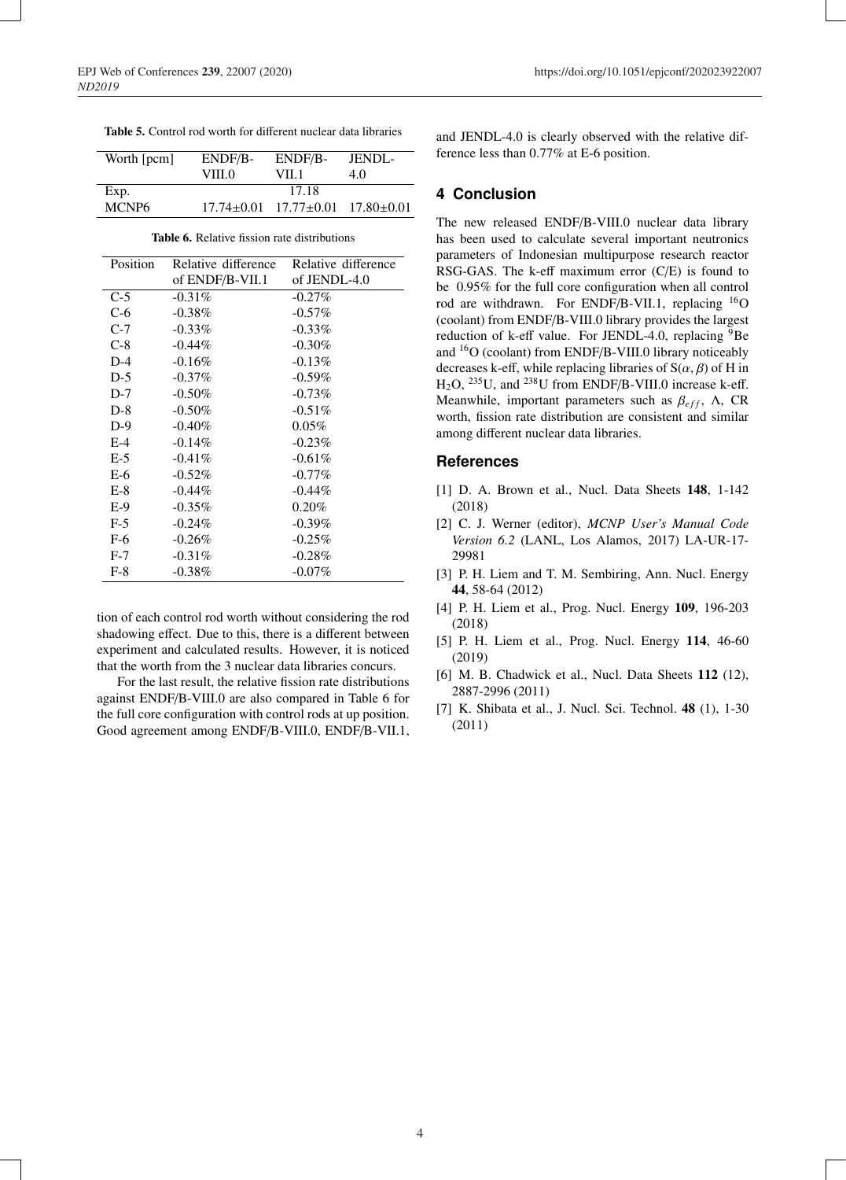Table 5. Control rod worth for different nuclear data libraries

| Worth [pcm] | ENDF/B-VIII.0 | ENDF/B-VII.1 | JENDL-4.0 |
|---|---|---|---|
| Exp. | | 17.18 | |
| MCNP6 | 17.74±0.01 | 17.77±0.01 | 17.80±0.01 |

Table 6. Relative fission rate distributions

| Position | Relative difference of ENDF/B-VII.1 | Relative difference of JENDL-4.0 |
|---|---|---|
| C-5 | -0.31% | -0.27% |
| C-6 | -0.38% | -0.57% |
| C-7 | -0.33% | -0.33% |
| C-8 | -0.44% | -0.30% |
| D-4 | -0.16% | -0.13% |
| D-5 | -0.37% | -0.59% |
| D-7 | -0.50% | -0.73% |
| D-8 | -0.50% | -0.51% |
| D-9 | -0.40% | 0.05% |
| E-4 | -0.14% | -0.23% |
| E-5 | -0.41% | -0.61% |
| E-6 | -0.52% | -0.77% |
| E-8 | -0.44% | -0.44% |
| E-9 | -0.35% | 0.20% |
| F-5 | -0.24% | -0.39% |
| F-6 | -0.26% | -0.25% |
| F-7 | -0.31% | -0.28% |
| F-8 | -0.38% | -0.07% |

tion of each control rod worth without considering the rod shadowing effect. Due to this, there is a different between experiment and calculated results. However, it is noticed that the worth from the 3 nuclear data libraries concurs.

For the last result, the relative fission rate distributions against ENDF/B-VIII.0 are also compared in Table 6 for the full core configuration with control rods at up position. Good agreement among ENDF/B-VIII.0, ENDF/B-VII.1, and JENDL-4.0 is clearly observed with the relative difference less than 0.77% at E-6 position.

## 4 Conclusion

The new released ENDF/B-VIII.0 nuclear data library has been used to calculate several important neutronics parameters of Indonesian multipurpose research reactor RSG-GAS. The k-eff maximum error (C/E) is found to be 0.95% for the full core configuration when all control rod are withdrawn. For ENDF/B-VII.1, replacing $^{16}$O (coolant) from ENDF/B-VIII.0 library provides the largest reduction of k-eff value. For JENDL-4.0, replacing $^{9}$Be and $^{16}$O (coolant) from ENDF/B-VIII.0 library noticeably decreases k-eff, while replacing libraries of $S(\alpha, \beta)$ of H in $H_2O$, $^{235}$U, and $^{238}$U from ENDF/B-VIII.0 increase k-eff. Meanwhile, important parameters such as $\beta_{eff}$, $\Lambda$, CR worth, fission rate distribution are consistent and similar among different nuclear data libraries.

## References

[1] D. A. Brown et al., Nucl. Data Sheets **148**, 1-142 (2018)

[2] C. J. Werner (editor), *MCNP User's Manual Code Version 6.2* (LANL, Los Alamos, 2017) LA-UR-17-29981

[3] P. H. Liem and T. M. Sembiring, Ann. Nucl. Energy **44**, 58-64 (2012)

[4] P. H. Liem et al., Prog. Nucl. Energy **109**, 196-203 (2018)

[5] P. H. Liem et al., Prog. Nucl. Energy **114**, 46-60 (2019)

[6] M. B. Chadwick et al., Nucl. Data Sheets **112** (12), 2887-2996 (2011)

[7] K. Shibata et al., J. Nucl. Sci. Technol. **48** (1), 1-30 (2011)